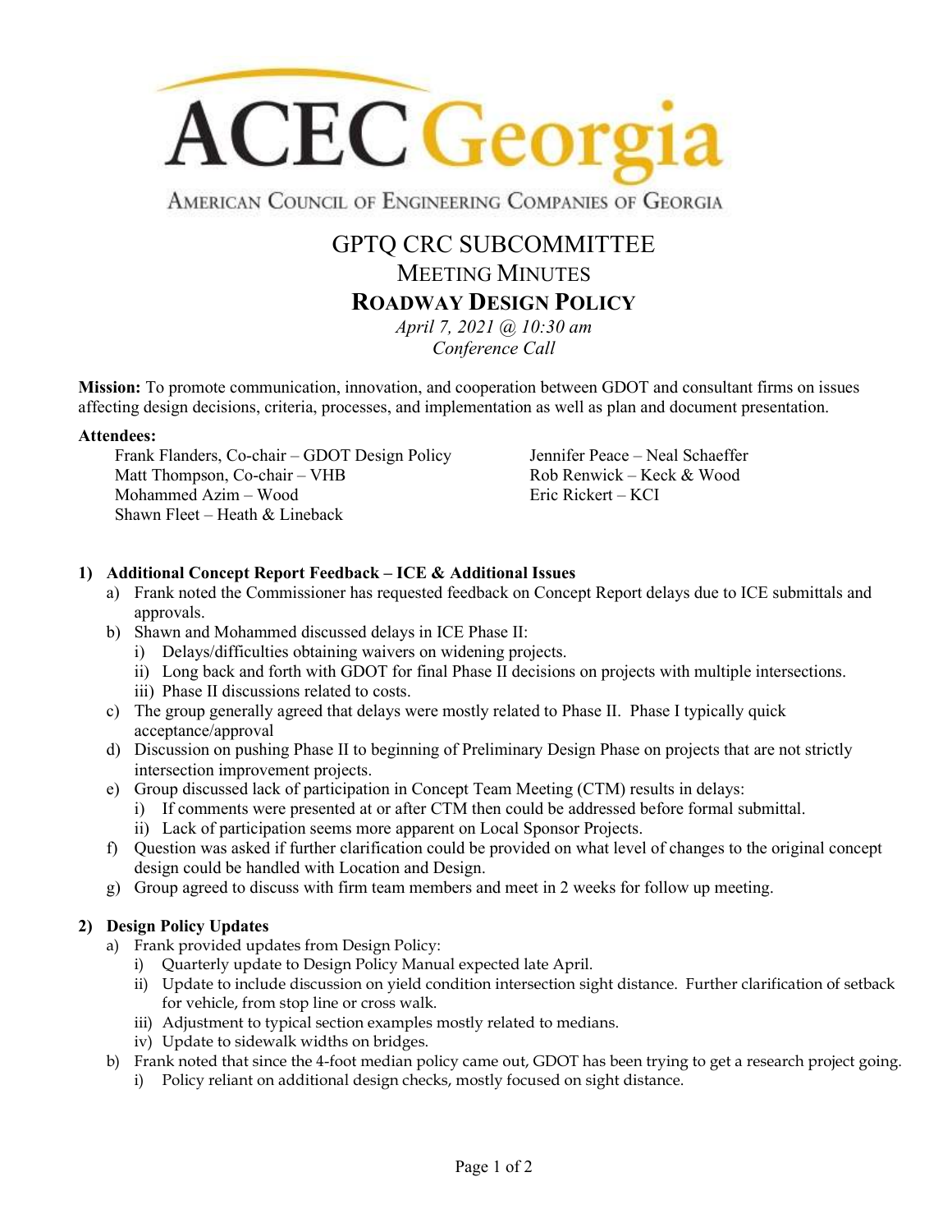# ACEC Georgia

AMERICAN COUNCIL OF ENGINEERING COMPANIES OF GEORGIA

## GPTQ CRC SUBCOMMITTEE
## MEETING MINUTES
## ROADWAY DESIGN POLICY

*April 7, 2021 @ 10:30 am*
*Conference Call*

**Mission:** To promote communication, innovation, and cooperation between GDOT and consultant firms on issues affecting design decisions, criteria, processes, and implementation as well as plan and document presentation.

**Attendees:**

Frank Flanders, Co-chair – GDOT Design Policy
Matt Thompson, Co-chair – VHB
Mohammed Azim – Wood
Shawn Fleet – Heath & Lineback
Jennifer Peace – Neal Schaeffer
Rob Renwick – Keck & Wood
Eric Rickert – KCI

**1) Additional Concept Report Feedback – ICE & Additional Issues**

a) Frank noted the Commissioner has requested feedback on Concept Report delays due to ICE submittals and approvals.

b) Shawn and Mohammed discussed delays in ICE Phase II:
   i) Delays/difficulties obtaining waivers on widening projects.
   ii) Long back and forth with GDOT for final Phase II decisions on projects with multiple intersections.
   iii) Phase II discussions related to costs.

c) The group generally agreed that delays were mostly related to Phase II. Phase I typically quick acceptance/approval

d) Discussion on pushing Phase II to beginning of Preliminary Design Phase on projects that are not strictly intersection improvement projects.

e) Group discussed lack of participation in Concept Team Meeting (CTM) results in delays:
   i) If comments were presented at or after CTM then could be addressed before formal submittal.
   ii) Lack of participation seems more apparent on Local Sponsor Projects.

f) Question was asked if further clarification could be provided on what level of changes to the original concept design could be handled with Location and Design.

g) Group agreed to discuss with firm team members and meet in 2 weeks for follow up meeting.

**2) Design Policy Updates**

a) Frank provided updates from Design Policy:
   i) Quarterly update to Design Policy Manual expected late April.
   ii) Update to include discussion on yield condition intersection sight distance. Further clarification of setback for vehicle, from stop line or cross walk.
   iii) Adjustment to typical section examples mostly related to medians.
   iv) Update to sidewalk widths on bridges.

b) Frank noted that since the 4-foot median policy came out, GDOT has been trying to get a research project going.
   i) Policy reliant on additional design checks, mostly focused on sight distance.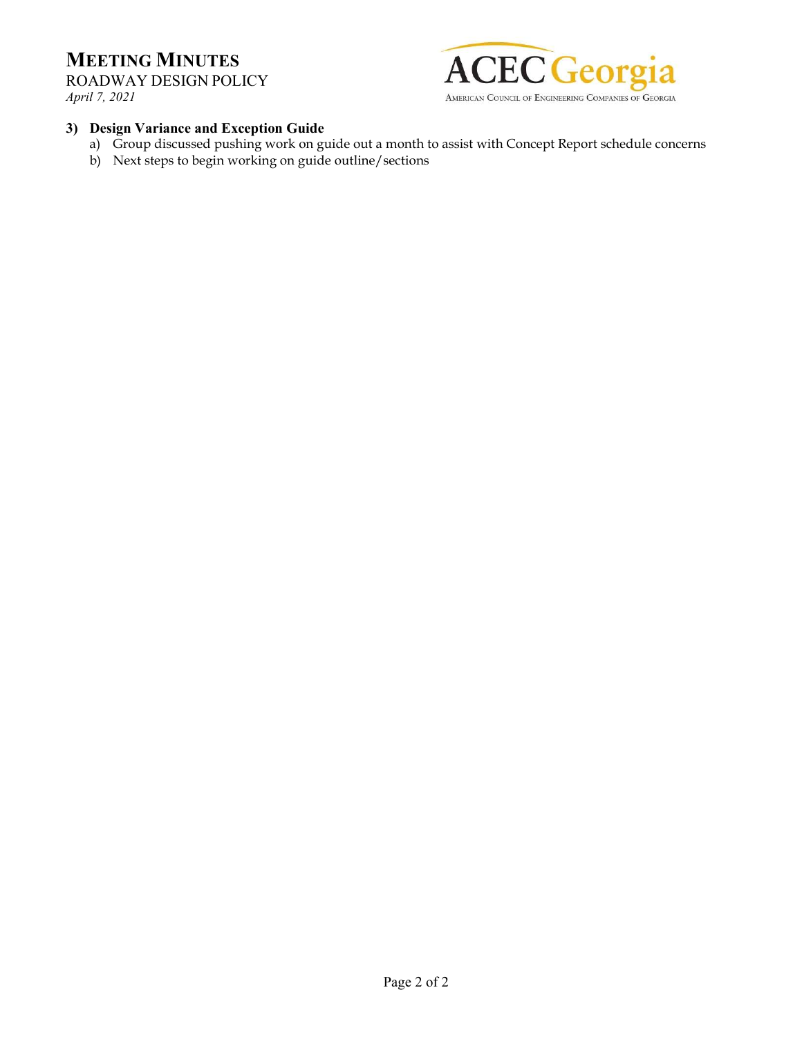**3) Design Variance and Exception Guide**

a) Group discussed pushing work on guide out a month to assist with Concept Report schedule concerns
b) Next steps to begin working on guide outline/sections